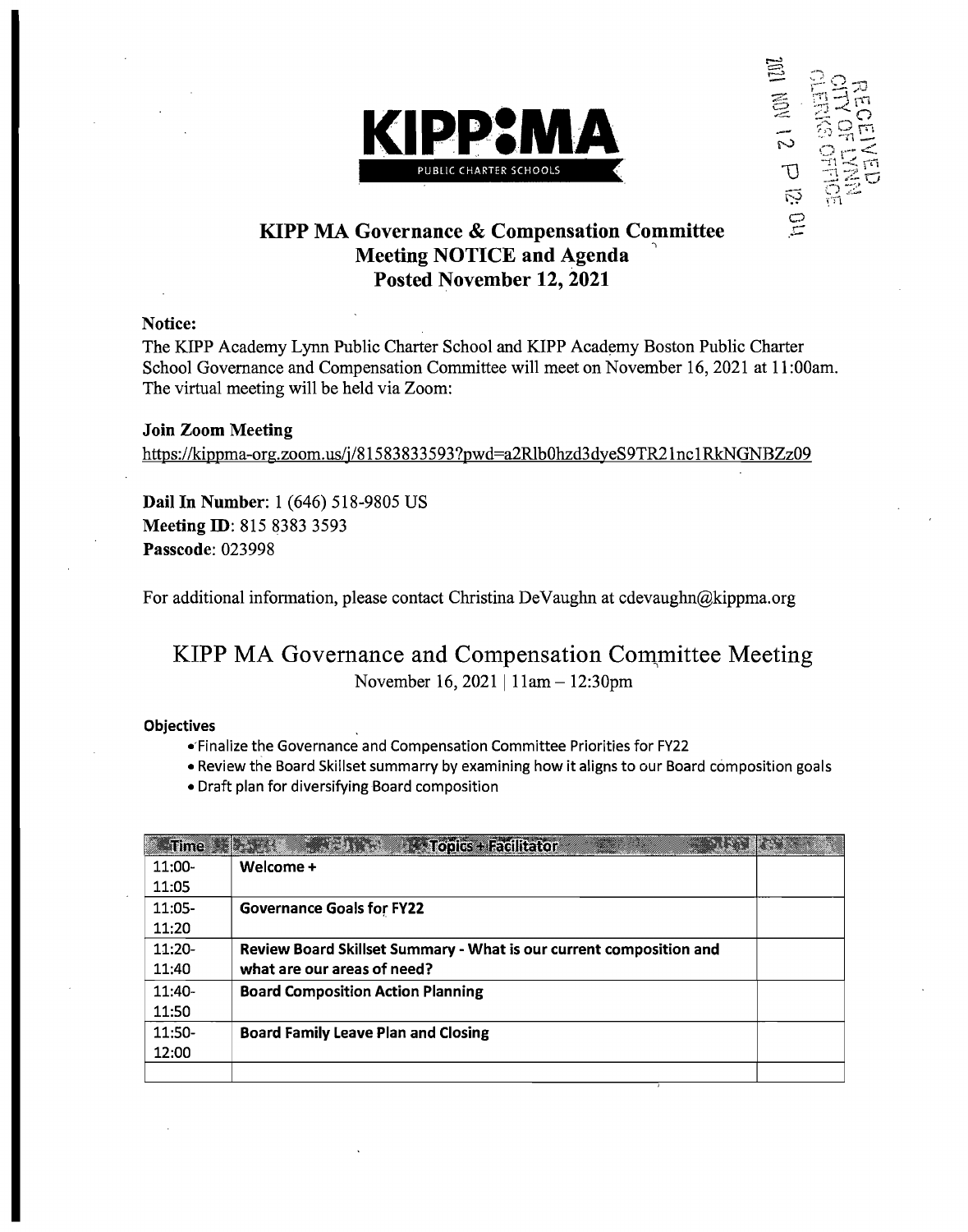KIPP:MA
PUBLIC CHARTER SCHOOLS

RECEIVED
CITY OF LYNN
CLERKS OFFICE
2021 NOV 12 P 12: 04

# KIPP MA Governance & Compensation Committee Meeting NOTICE and Agenda Posted November 12, 2021

**Notice:**

The KIPP Academy Lynn Public Charter School and KIPP Academy Boston Public Charter School Governance and Compensation Committee will meet on November 16, 2021 at 11:00am. The virtual meeting will be held via Zoom:

**Join Zoom Meeting**

https://kippma-org.zoom.us/j/81583833593?pwd=a2Rlb0hzd3dyeS9TR21nc1RkNGNBZz09

**Dail In Number**: 1 (646) 518-9805 US
**Meeting ID**: 815 8383 3593
**Passcode**: 023998

For additional information, please contact Christina DeVaughn at cdevaughn@kippma.org

## KIPP MA Governance and Compensation Committee Meeting

November 16, 2021 | 11am – 12:30pm

**Objectives**

- Finalize the Governance and Compensation Committee Priorities for FY22
- Review the Board Skillset summarry by examining how it aligns to our Board composition goals
- Draft plan for diversifying Board composition

| Time | Topics + Facilitator | |
|---|---|---|
| 11:00-11:05 | **Welcome +** | |
| 11:05-11:20 | **Governance Goals for FY22** | |
| 11:20-11:40 | **Review Board Skillset Summary - What is our current composition and what are our areas of need?** | |
| 11:40-11:50 | **Board Composition Action Planning** | |
| 11:50-12:00 | **Board Family Leave Plan and Closing** | |
| | | |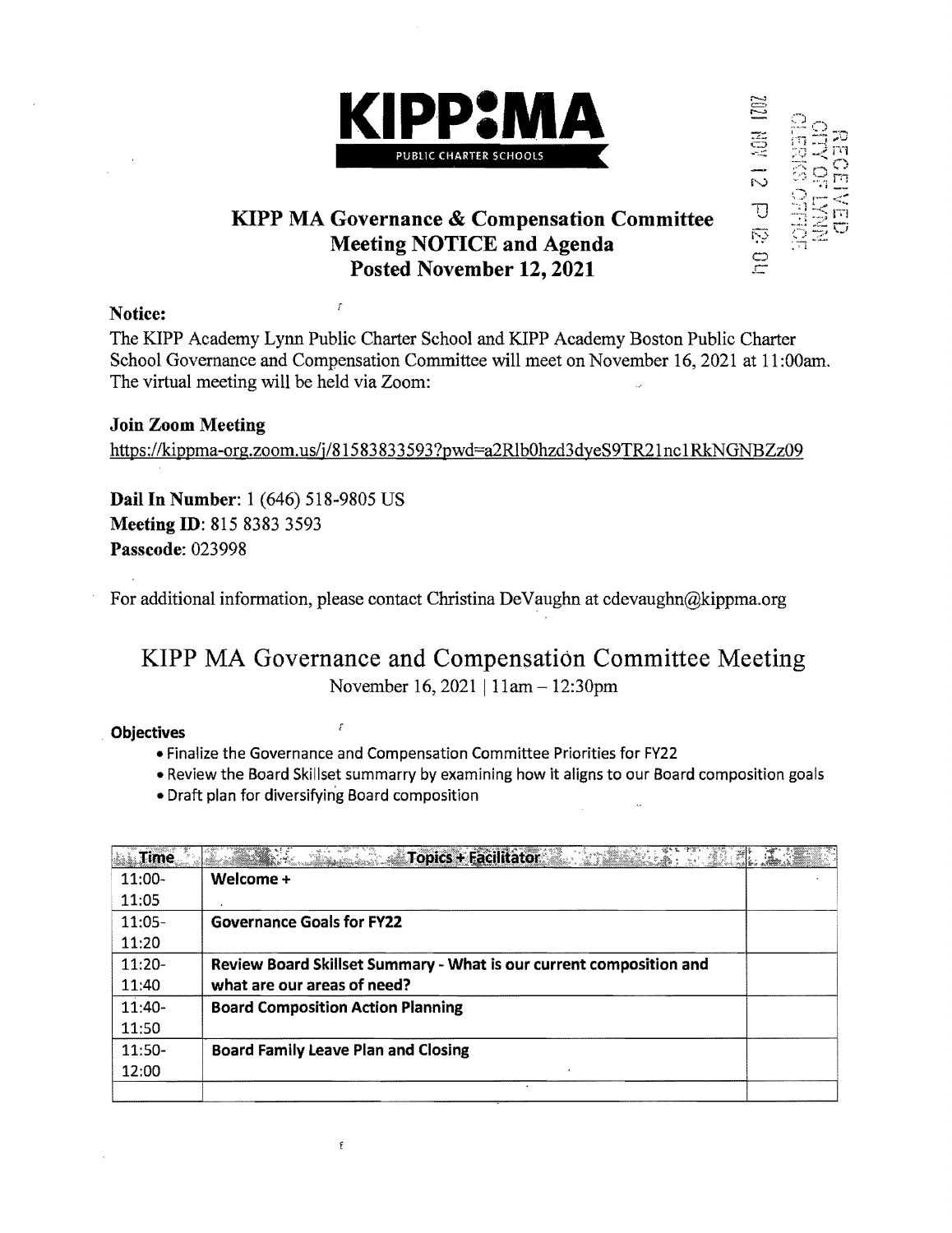KIPP:MA
PUBLIC CHARTER SCHOOLS

RECEIVED CITY OF LYNN CLERKS OFFICE 2021 NOV 12 P 12:04

# KIPP MA Governance & Compensation Committee Meeting NOTICE and Agenda Posted November 12, 2021

**Notice:**

The KIPP Academy Lynn Public Charter School and KIPP Academy Boston Public Charter School Governance and Compensation Committee will meet on November 16, 2021 at 11:00am. The virtual meeting will be held via Zoom:

**Join Zoom Meeting**

https://kippma-org.zoom.us/j/81583833593?pwd=a2Rlb0hzd3dyeS9TR21nc1RkNGNBZz09

**Dail In Number**: 1 (646) 518-9805 US
**Meeting ID**: 815 8383 3593
**Passcode**: 023998

For additional information, please contact Christina DeVaughn at cdevaughn@kippma.org

## KIPP MA Governance and Compensation Committee Meeting

November 16, 2021 | 11am – 12:30pm

**Objectives**

- Finalize the Governance and Compensation Committee Priorities for FY22
- Review the Board Skillset summarry by examining how it aligns to our Board composition goals
- Draft plan for diversifying Board composition

| Time | Topics + Facilitator | |
|---|---|---|
| 11:00-11:05 | **Welcome +** | |
| 11:05-11:20 | **Governance Goals for FY22** | |
| 11:20-11:40 | **Review Board Skillset Summary - What is our current composition and what are our areas of need?** | |
| 11:40-11:50 | **Board Composition Action Planning** | |
| 11:50-12:00 | **Board Family Leave Plan and Closing** | |
| | | |